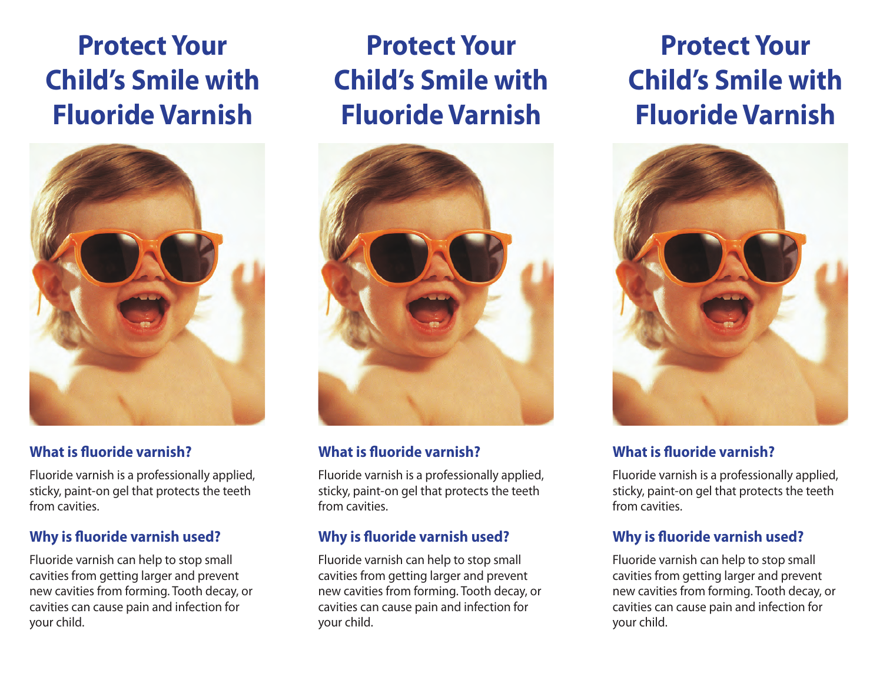# Protect Your Child's Smile with Fluoride Varnish

### What is fluoride varnish?

Fluoride varnish is a professionally applied, sticky, paint-on gel that protects the teeth from cavities.

### Why is fluoride varnish used?

Fluoride varnish can help to stop small cavities from getting larger and prevent new cavities from forming. Tooth decay, or cavities can cause pain and infection for your child.

# Protect Your Child's Smile with Fluoride Varnish

### What is fluoride varnish?

Fluoride varnish is a professionally applied, sticky, paint-on gel that protects the teeth from cavities.

### Why is fluoride varnish used?

Fluoride varnish can help to stop small cavities from getting larger and prevent new cavities from forming. Tooth decay, or cavities can cause pain and infection for your child.

# Protect Your Child's Smile with Fluoride Varnish

### What is fluoride varnish?

Fluoride varnish is a professionally applied, sticky, paint-on gel that protects the teeth from cavities.

### Why is fluoride varnish used?

Fluoride varnish can help to stop small cavities from getting larger and prevent new cavities from forming. Tooth decay, or cavities can cause pain and infection for your child.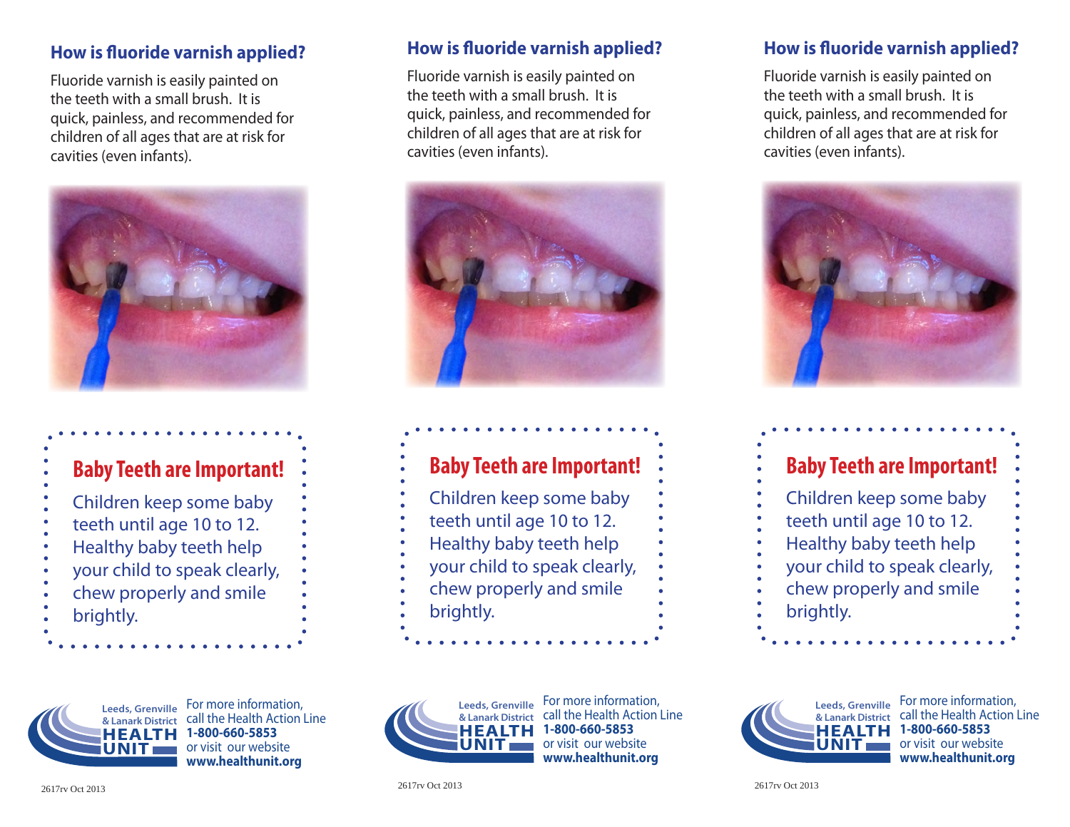## How is fluoride varnish applied?

Fluoride varnish is easily painted on the teeth with a small brush. It is quick, painless, and recommended for children of all ages that are at risk for cavities (even infants).

### Baby Teeth are Important!

Children keep some baby teeth until age 10 to 12. Healthy baby teeth help your child to speak clearly, chew properly and smile brightly.

Leeds, Grenville & Lanark District **HEALTH UNIT**

For more information, call the Health Action Line **1-800-660-5853** or visit our website **www.healthunit.org**

2617rv Oct 2013

## How is fluoride varnish applied?

Fluoride varnish is easily painted on the teeth with a small brush. It is quick, painless, and recommended for children of all ages that are at risk for cavities (even infants).

### Baby Teeth are Important!

Children keep some baby teeth until age 10 to 12. Healthy baby teeth help your child to speak clearly, chew properly and smile brightly.

Leeds, Grenville & Lanark District **HEALTH UNIT**

For more information, call the Health Action Line **1-800-660-5853** or visit our website **www.healthunit.org**

2617rv Oct 2013

## How is fluoride varnish applied?

Fluoride varnish is easily painted on the teeth with a small brush. It is quick, painless, and recommended for children of all ages that are at risk for cavities (even infants).

### Baby Teeth are Important!

Children keep some baby teeth until age 10 to 12. Healthy baby teeth help your child to speak clearly, chew properly and smile brightly.

Leeds, Grenville & Lanark District **HEALTH UNIT**

For more information, call the Health Action Line **1-800-660-5853** or visit our website **www.healthunit.org**

2617rv Oct 2013